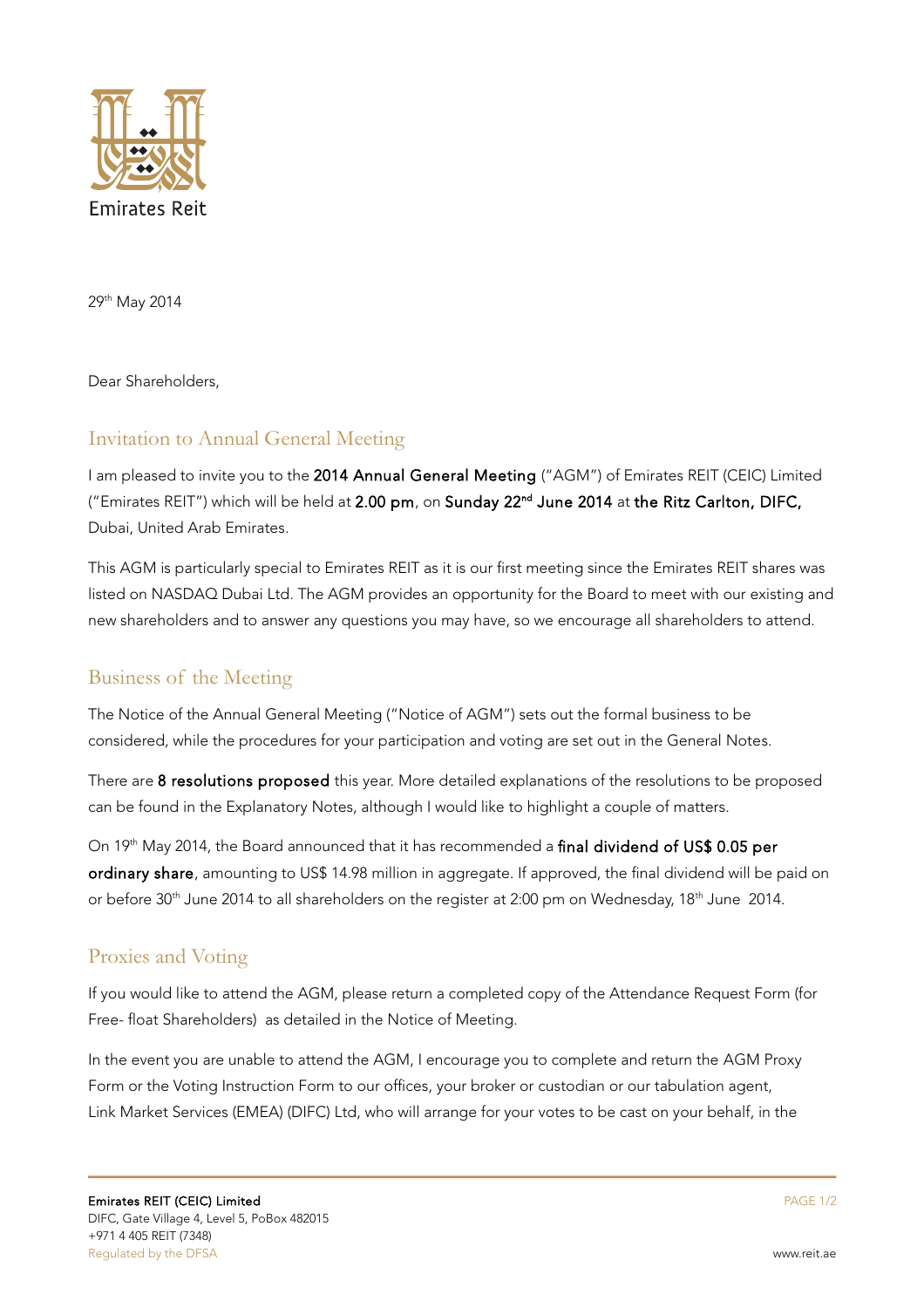Emirates Reit

29th May 2014

Dear Shareholders,

## Invitation to Annual General Meeting

I am pleased to invite you to the **2014 Annual General Meeting** ("AGM") of Emirates REIT (CEIC) Limited ("Emirates REIT") which will be held at **2.00 pm**, on **Sunday 22nd June 2014** at **the Ritz Carlton, DIFC,** Dubai, United Arab Emirates.

This AGM is particularly special to Emirates REIT as it is our first meeting since the Emirates REIT shares was listed on NASDAQ Dubai Ltd. The AGM provides an opportunity for the Board to meet with our existing and new shareholders and to answer any questions you may have, so we encourage all shareholders to attend.

## Business of the Meeting

The Notice of the Annual General Meeting ("Notice of AGM") sets out the formal business to be considered, while the procedures for your participation and voting are set out in the General Notes.

There are **8 resolutions proposed** this year. More detailed explanations of the resolutions to be proposed can be found in the Explanatory Notes, although I would like to highlight a couple of matters.

On 19th May 2014, the Board announced that it has recommended a **final dividend of US$ 0.05 per ordinary share**, amounting to US$ 14.98 million in aggregate. If approved, the final dividend will be paid on or before 30th June 2014 to all shareholders on the register at 2:00 pm on Wednesday, 18th June 2014.

## Proxies and Voting

If you would like to attend the AGM, please return a completed copy of the Attendance Request Form (for Free- float Shareholders) as detailed in the Notice of Meeting.

In the event you are unable to attend the AGM, I encourage you to complete and return the AGM Proxy Form or the Voting Instruction Form to our offices, your broker or custodian or our tabulation agent, Link Market Services (EMEA) (DIFC) Ltd, who will arrange for your votes to be cast on your behalf, in the

**Emirates REIT (CEIC) Limited**
DIFC, Gate Village 4, Level 5, PoBox 482015
+971 4 405 REIT (7348)
Regulated by the DFSA

www.reit.ae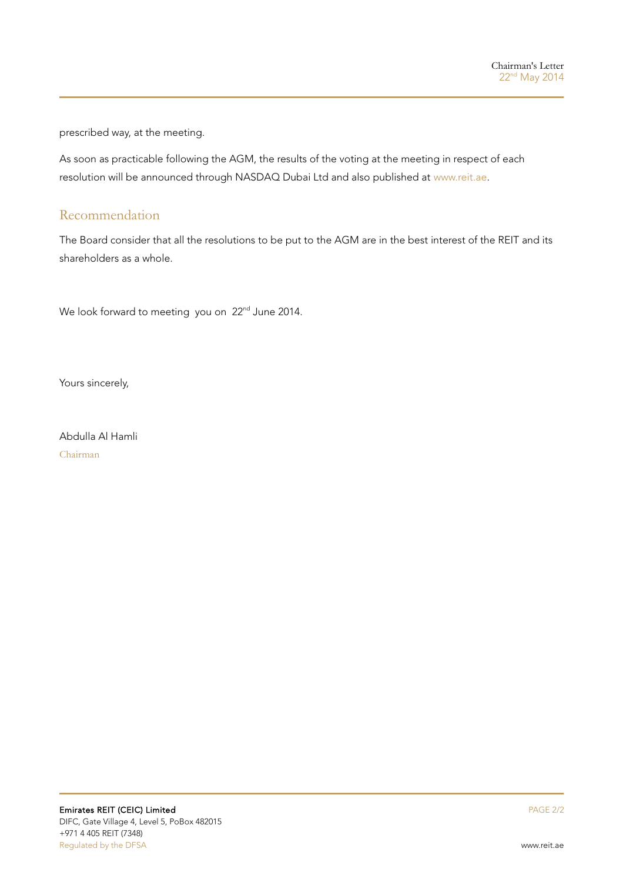prescribed way, at the meeting.

As soon as practicable following the AGM, the results of the voting at the meeting in respect of each resolution will be announced through NASDAQ Dubai Ltd and also published at www.reit.ae.

## Recommendation

The Board consider that all the resolutions to be put to the AGM are in the best interest of the REIT and its shareholders as a whole.

We look forward to meeting you on 22nd June 2014.

Yours sincerely,

Abdulla Al Hamli

Chairman